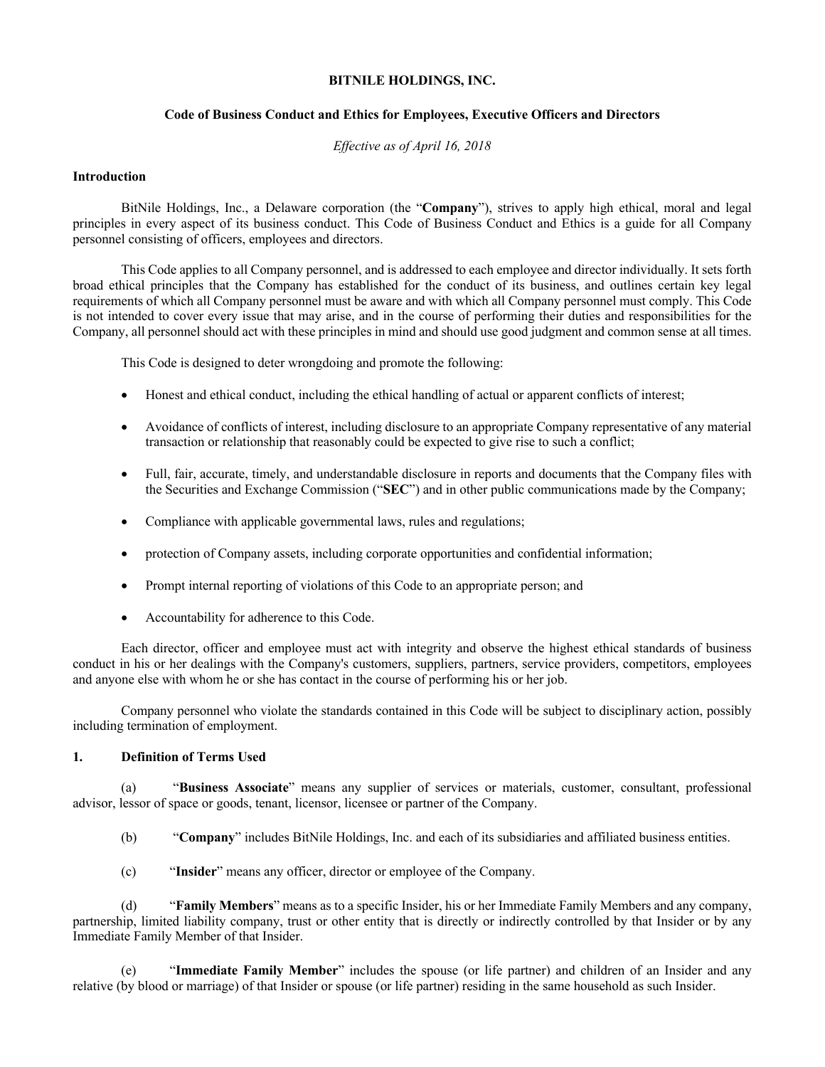# BITNILE HOLDINGS, INC.

## Code of Business Conduct and Ethics for Employees, Executive Officers and Directors

*Effective as of April 16, 2018*

### Introduction

BitNile Holdings, Inc., a Delaware corporation (the "**Company**"), strives to apply high ethical, moral and legal principles in every aspect of its business conduct. This Code of Business Conduct and Ethics is a guide for all Company personnel consisting of officers, employees and directors.

This Code applies to all Company personnel, and is addressed to each employee and director individually. It sets forth broad ethical principles that the Company has established for the conduct of its business, and outlines certain key legal requirements of which all Company personnel must be aware and with which all Company personnel must comply. This Code is not intended to cover every issue that may arise, and in the course of performing their duties and responsibilities for the Company, all personnel should act with these principles in mind and should use good judgment and common sense at all times.

This Code is designed to deter wrongdoing and promote the following:

- Honest and ethical conduct, including the ethical handling of actual or apparent conflicts of interest;
- Avoidance of conflicts of interest, including disclosure to an appropriate Company representative of any material transaction or relationship that reasonably could be expected to give rise to such a conflict;
- Full, fair, accurate, timely, and understandable disclosure in reports and documents that the Company files with the Securities and Exchange Commission ("**SEC**") and in other public communications made by the Company;
- Compliance with applicable governmental laws, rules and regulations;
- protection of Company assets, including corporate opportunities and confidential information;
- Prompt internal reporting of violations of this Code to an appropriate person; and
- Accountability for adherence to this Code.

Each director, officer and employee must act with integrity and observe the highest ethical standards of business conduct in his or her dealings with the Company's customers, suppliers, partners, service providers, competitors, employees and anyone else with whom he or she has contact in the course of performing his or her job.

Company personnel who violate the standards contained in this Code will be subject to disciplinary action, possibly including termination of employment.

### 1. Definition of Terms Used

(a) "**Business Associate**" means any supplier of services or materials, customer, consultant, professional advisor, lessor of space or goods, tenant, licensor, licensee or partner of the Company.

(b) "**Company**" includes BitNile Holdings, Inc. and each of its subsidiaries and affiliated business entities.

(c) "**Insider**" means any officer, director or employee of the Company.

(d) "**Family Members**" means as to a specific Insider, his or her Immediate Family Members and any company, partnership, limited liability company, trust or other entity that is directly or indirectly controlled by that Insider or by any Immediate Family Member of that Insider.

(e) "**Immediate Family Member**" includes the spouse (or life partner) and children of an Insider and any relative (by blood or marriage) of that Insider or spouse (or life partner) residing in the same household as such Insider.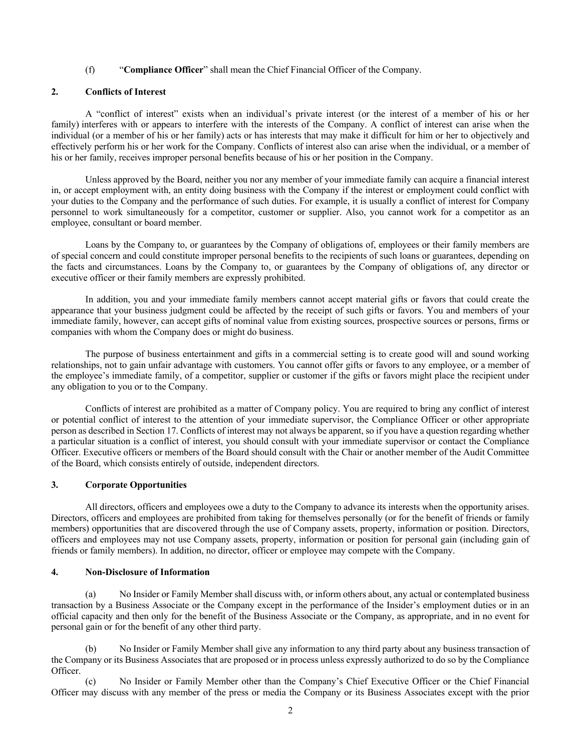(f) "**Compliance Officer**" shall mean the Chief Financial Officer of the Company.

## 2. Conflicts of Interest

A "conflict of interest" exists when an individual's private interest (or the interest of a member of his or her family) interferes with or appears to interfere with the interests of the Company. A conflict of interest can arise when the individual (or a member of his or her family) acts or has interests that may make it difficult for him or her to objectively and effectively perform his or her work for the Company. Conflicts of interest also can arise when the individual, or a member of his or her family, receives improper personal benefits because of his or her position in the Company.

Unless approved by the Board, neither you nor any member of your immediate family can acquire a financial interest in, or accept employment with, an entity doing business with the Company if the interest or employment could conflict with your duties to the Company and the performance of such duties. For example, it is usually a conflict of interest for Company personnel to work simultaneously for a competitor, customer or supplier. Also, you cannot work for a competitor as an employee, consultant or board member.

Loans by the Company to, or guarantees by the Company of obligations of, employees or their family members are of special concern and could constitute improper personal benefits to the recipients of such loans or guarantees, depending on the facts and circumstances. Loans by the Company to, or guarantees by the Company of obligations of, any director or executive officer or their family members are expressly prohibited.

In addition, you and your immediate family members cannot accept material gifts or favors that could create the appearance that your business judgment could be affected by the receipt of such gifts or favors. You and members of your immediate family, however, can accept gifts of nominal value from existing sources, prospective sources or persons, firms or companies with whom the Company does or might do business.

The purpose of business entertainment and gifts in a commercial setting is to create good will and sound working relationships, not to gain unfair advantage with customers. You cannot offer gifts or favors to any employee, or a member of the employee's immediate family, of a competitor, supplier or customer if the gifts or favors might place the recipient under any obligation to you or to the Company.

Conflicts of interest are prohibited as a matter of Company policy. You are required to bring any conflict of interest or potential conflict of interest to the attention of your immediate supervisor, the Compliance Officer or other appropriate person as described in Section 17. Conflicts of interest may not always be apparent, so if you have a question regarding whether a particular situation is a conflict of interest, you should consult with your immediate supervisor or contact the Compliance Officer. Executive officers or members of the Board should consult with the Chair or another member of the Audit Committee of the Board, which consists entirely of outside, independent directors.

## 3. Corporate Opportunities

All directors, officers and employees owe a duty to the Company to advance its interests when the opportunity arises. Directors, officers and employees are prohibited from taking for themselves personally (or for the benefit of friends or family members) opportunities that are discovered through the use of Company assets, property, information or position. Directors, officers and employees may not use Company assets, property, information or position for personal gain (including gain of friends or family members). In addition, no director, officer or employee may compete with the Company.

## 4. Non-Disclosure of Information

(a) No Insider or Family Member shall discuss with, or inform others about, any actual or contemplated business transaction by a Business Associate or the Company except in the performance of the Insider's employment duties or in an official capacity and then only for the benefit of the Business Associate or the Company, as appropriate, and in no event for personal gain or for the benefit of any other third party.

(b) No Insider or Family Member shall give any information to any third party about any business transaction of the Company or its Business Associates that are proposed or in process unless expressly authorized to do so by the Compliance Officer.

(c) No Insider or Family Member other than the Company's Chief Executive Officer or the Chief Financial Officer may discuss with any member of the press or media the Company or its Business Associates except with the prior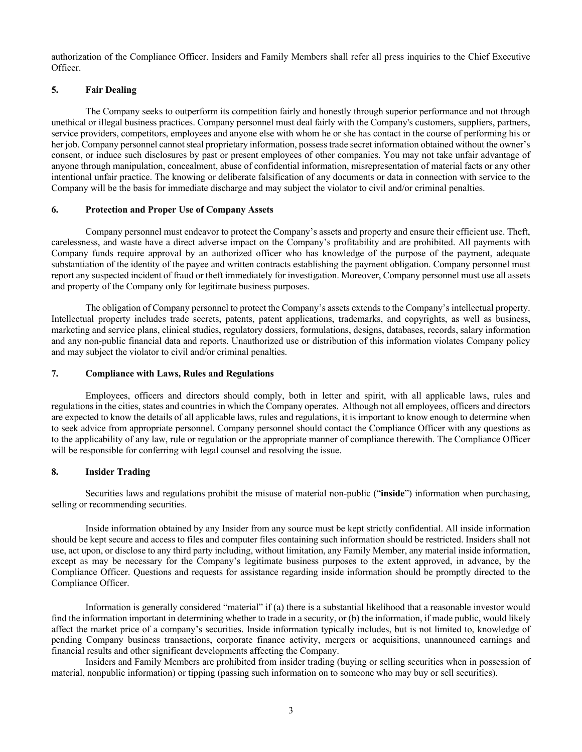authorization of the Compliance Officer. Insiders and Family Members shall refer all press inquiries to the Chief Executive Officer.

## 5. Fair Dealing

The Company seeks to outperform its competition fairly and honestly through superior performance and not through unethical or illegal business practices. Company personnel must deal fairly with the Company's customers, suppliers, partners, service providers, competitors, employees and anyone else with whom he or she has contact in the course of performing his or her job. Company personnel cannot steal proprietary information, possess trade secret information obtained without the owner's consent, or induce such disclosures by past or present employees of other companies. You may not take unfair advantage of anyone through manipulation, concealment, abuse of confidential information, misrepresentation of material facts or any other intentional unfair practice. The knowing or deliberate falsification of any documents or data in connection with service to the Company will be the basis for immediate discharge and may subject the violator to civil and/or criminal penalties.

## 6. Protection and Proper Use of Company Assets

Company personnel must endeavor to protect the Company's assets and property and ensure their efficient use. Theft, carelessness, and waste have a direct adverse impact on the Company's profitability and are prohibited. All payments with Company funds require approval by an authorized officer who has knowledge of the purpose of the payment, adequate substantiation of the identity of the payee and written contracts establishing the payment obligation. Company personnel must report any suspected incident of fraud or theft immediately for investigation. Moreover, Company personnel must use all assets and property of the Company only for legitimate business purposes.

The obligation of Company personnel to protect the Company's assets extends to the Company's intellectual property. Intellectual property includes trade secrets, patents, patent applications, trademarks, and copyrights, as well as business, marketing and service plans, clinical studies, regulatory dossiers, formulations, designs, databases, records, salary information and any non-public financial data and reports. Unauthorized use or distribution of this information violates Company policy and may subject the violator to civil and/or criminal penalties.

## 7. Compliance with Laws, Rules and Regulations

Employees, officers and directors should comply, both in letter and spirit, with all applicable laws, rules and regulations in the cities, states and countries in which the Company operates. Although not all employees, officers and directors are expected to know the details of all applicable laws, rules and regulations, it is important to know enough to determine when to seek advice from appropriate personnel. Company personnel should contact the Compliance Officer with any questions as to the applicability of any law, rule or regulation or the appropriate manner of compliance therewith. The Compliance Officer will be responsible for conferring with legal counsel and resolving the issue.

## 8. Insider Trading

Securities laws and regulations prohibit the misuse of material non-public ("**inside**") information when purchasing, selling or recommending securities.

Inside information obtained by any Insider from any source must be kept strictly confidential. All inside information should be kept secure and access to files and computer files containing such information should be restricted. Insiders shall not use, act upon, or disclose to any third party including, without limitation, any Family Member, any material inside information, except as may be necessary for the Company's legitimate business purposes to the extent approved, in advance, by the Compliance Officer. Questions and requests for assistance regarding inside information should be promptly directed to the Compliance Officer.

Information is generally considered "material" if (a) there is a substantial likelihood that a reasonable investor would find the information important in determining whether to trade in a security, or (b) the information, if made public, would likely affect the market price of a company's securities. Inside information typically includes, but is not limited to, knowledge of pending Company business transactions, corporate finance activity, mergers or acquisitions, unannounced earnings and financial results and other significant developments affecting the Company.

Insiders and Family Members are prohibited from insider trading (buying or selling securities when in possession of material, nonpublic information) or tipping (passing such information on to someone who may buy or sell securities).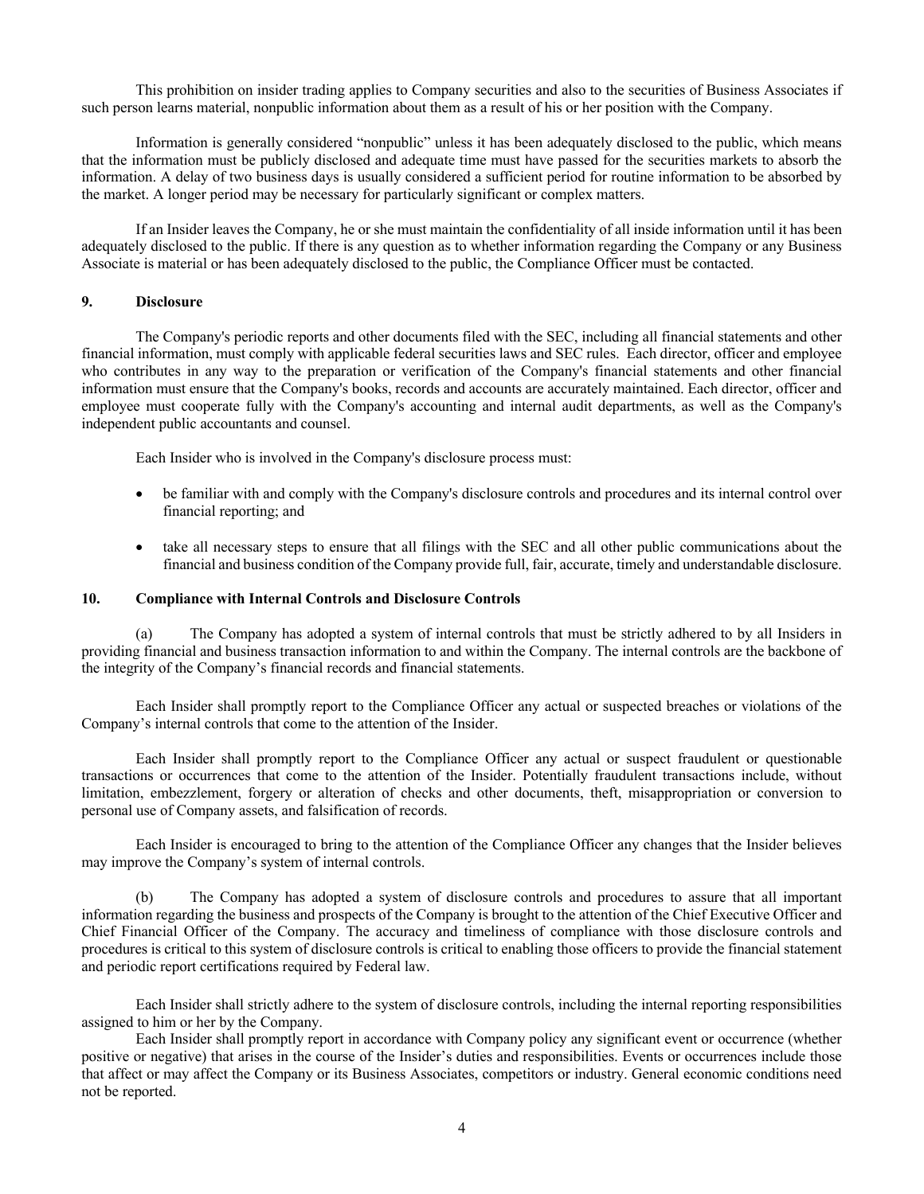This prohibition on insider trading applies to Company securities and also to the securities of Business Associates if such person learns material, nonpublic information about them as a result of his or her position with the Company.

Information is generally considered "nonpublic" unless it has been adequately disclosed to the public, which means that the information must be publicly disclosed and adequate time must have passed for the securities markets to absorb the information. A delay of two business days is usually considered a sufficient period for routine information to be absorbed by the market. A longer period may be necessary for particularly significant or complex matters.

If an Insider leaves the Company, he or she must maintain the confidentiality of all inside information until it has been adequately disclosed to the public. If there is any question as to whether information regarding the Company or any Business Associate is material or has been adequately disclosed to the public, the Compliance Officer must be contacted.

## 9. Disclosure

The Company's periodic reports and other documents filed with the SEC, including all financial statements and other financial information, must comply with applicable federal securities laws and SEC rules. Each director, officer and employee who contributes in any way to the preparation or verification of the Company's financial statements and other financial information must ensure that the Company's books, records and accounts are accurately maintained. Each director, officer and employee must cooperate fully with the Company's accounting and internal audit departments, as well as the Company's independent public accountants and counsel.

Each Insider who is involved in the Company's disclosure process must:

- be familiar with and comply with the Company's disclosure controls and procedures and its internal control over financial reporting; and
- take all necessary steps to ensure that all filings with the SEC and all other public communications about the financial and business condition of the Company provide full, fair, accurate, timely and understandable disclosure.

## 10. Compliance with Internal Controls and Disclosure Controls

(a) The Company has adopted a system of internal controls that must be strictly adhered to by all Insiders in providing financial and business transaction information to and within the Company. The internal controls are the backbone of the integrity of the Company's financial records and financial statements.

Each Insider shall promptly report to the Compliance Officer any actual or suspected breaches or violations of the Company's internal controls that come to the attention of the Insider.

Each Insider shall promptly report to the Compliance Officer any actual or suspect fraudulent or questionable transactions or occurrences that come to the attention of the Insider. Potentially fraudulent transactions include, without limitation, embezzlement, forgery or alteration of checks and other documents, theft, misappropriation or conversion to personal use of Company assets, and falsification of records.

Each Insider is encouraged to bring to the attention of the Compliance Officer any changes that the Insider believes may improve the Company's system of internal controls.

(b) The Company has adopted a system of disclosure controls and procedures to assure that all important information regarding the business and prospects of the Company is brought to the attention of the Chief Executive Officer and Chief Financial Officer of the Company. The accuracy and timeliness of compliance with those disclosure controls and procedures is critical to this system of disclosure controls is critical to enabling those officers to provide the financial statement and periodic report certifications required by Federal law.

Each Insider shall strictly adhere to the system of disclosure controls, including the internal reporting responsibilities assigned to him or her by the Company.

Each Insider shall promptly report in accordance with Company policy any significant event or occurrence (whether positive or negative) that arises in the course of the Insider's duties and responsibilities. Events or occurrences include those that affect or may affect the Company or its Business Associates, competitors or industry. General economic conditions need not be reported.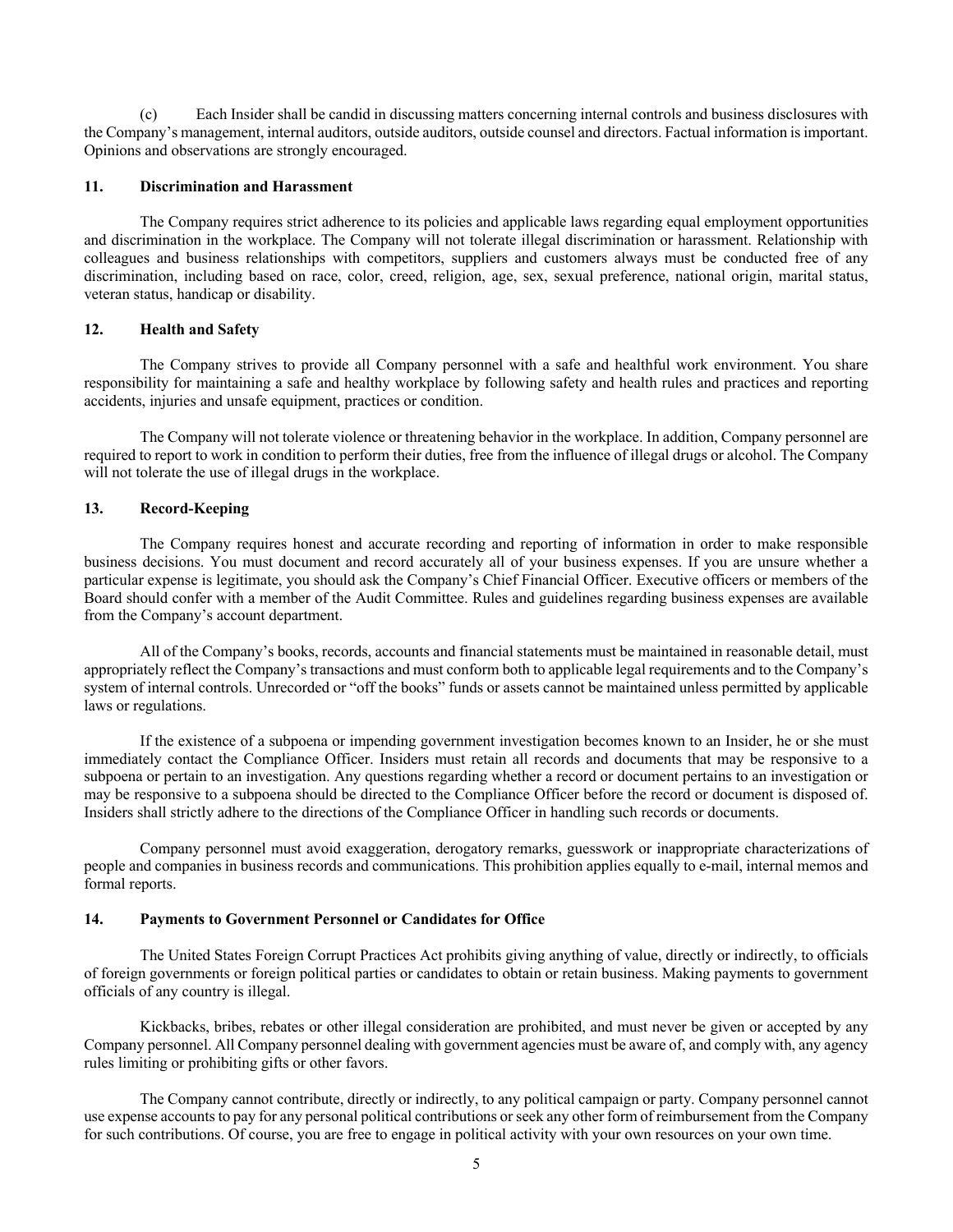(c) Each Insider shall be candid in discussing matters concerning internal controls and business disclosures with the Company's management, internal auditors, outside auditors, outside counsel and directors. Factual information is important. Opinions and observations are strongly encouraged.

### 11. Discrimination and Harassment

The Company requires strict adherence to its policies and applicable laws regarding equal employment opportunities and discrimination in the workplace. The Company will not tolerate illegal discrimination or harassment. Relationship with colleagues and business relationships with competitors, suppliers and customers always must be conducted free of any discrimination, including based on race, color, creed, religion, age, sex, sexual preference, national origin, marital status, veteran status, handicap or disability.

### 12. Health and Safety

The Company strives to provide all Company personnel with a safe and healthful work environment. You share responsibility for maintaining a safe and healthy workplace by following safety and health rules and practices and reporting accidents, injuries and unsafe equipment, practices or condition.

The Company will not tolerate violence or threatening behavior in the workplace. In addition, Company personnel are required to report to work in condition to perform their duties, free from the influence of illegal drugs or alcohol. The Company will not tolerate the use of illegal drugs in the workplace.

### 13. Record-Keeping

The Company requires honest and accurate recording and reporting of information in order to make responsible business decisions. You must document and record accurately all of your business expenses. If you are unsure whether a particular expense is legitimate, you should ask the Company's Chief Financial Officer. Executive officers or members of the Board should confer with a member of the Audit Committee. Rules and guidelines regarding business expenses are available from the Company's account department.

All of the Company's books, records, accounts and financial statements must be maintained in reasonable detail, must appropriately reflect the Company's transactions and must conform both to applicable legal requirements and to the Company's system of internal controls. Unrecorded or "off the books" funds or assets cannot be maintained unless permitted by applicable laws or regulations.

If the existence of a subpoena or impending government investigation becomes known to an Insider, he or she must immediately contact the Compliance Officer. Insiders must retain all records and documents that may be responsive to a subpoena or pertain to an investigation. Any questions regarding whether a record or document pertains to an investigation or may be responsive to a subpoena should be directed to the Compliance Officer before the record or document is disposed of. Insiders shall strictly adhere to the directions of the Compliance Officer in handling such records or documents.

Company personnel must avoid exaggeration, derogatory remarks, guesswork or inappropriate characterizations of people and companies in business records and communications. This prohibition applies equally to e-mail, internal memos and formal reports.

### 14. Payments to Government Personnel or Candidates for Office

The United States Foreign Corrupt Practices Act prohibits giving anything of value, directly or indirectly, to officials of foreign governments or foreign political parties or candidates to obtain or retain business. Making payments to government officials of any country is illegal.

Kickbacks, bribes, rebates or other illegal consideration are prohibited, and must never be given or accepted by any Company personnel. All Company personnel dealing with government agencies must be aware of, and comply with, any agency rules limiting or prohibiting gifts or other favors.

The Company cannot contribute, directly or indirectly, to any political campaign or party. Company personnel cannot use expense accounts to pay for any personal political contributions or seek any other form of reimbursement from the Company for such contributions. Of course, you are free to engage in political activity with your own resources on your own time.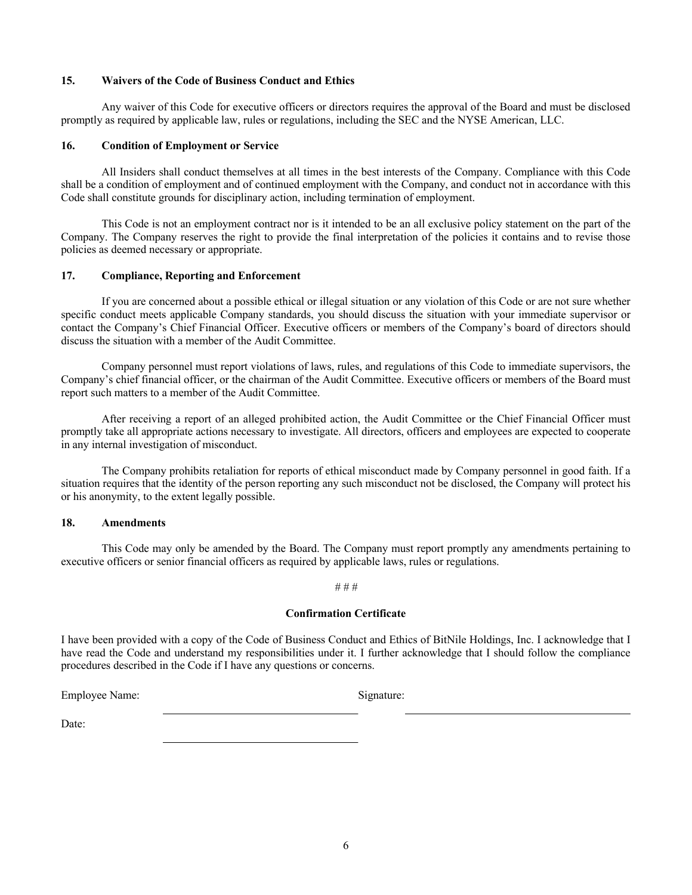## 15. Waivers of the Code of Business Conduct and Ethics

Any waiver of this Code for executive officers or directors requires the approval of the Board and must be disclosed promptly as required by applicable law, rules or regulations, including the SEC and the NYSE American, LLC.

## 16. Condition of Employment or Service

All Insiders shall conduct themselves at all times in the best interests of the Company. Compliance with this Code shall be a condition of employment and of continued employment with the Company, and conduct not in accordance with this Code shall constitute grounds for disciplinary action, including termination of employment.

This Code is not an employment contract nor is it intended to be an all exclusive policy statement on the part of the Company. The Company reserves the right to provide the final interpretation of the policies it contains and to revise those policies as deemed necessary or appropriate.

## 17. Compliance, Reporting and Enforcement

If you are concerned about a possible ethical or illegal situation or any violation of this Code or are not sure whether specific conduct meets applicable Company standards, you should discuss the situation with your immediate supervisor or contact the Company's Chief Financial Officer. Executive officers or members of the Company's board of directors should discuss the situation with a member of the Audit Committee.

Company personnel must report violations of laws, rules, and regulations of this Code to immediate supervisors, the Company's chief financial officer, or the chairman of the Audit Committee. Executive officers or members of the Board must report such matters to a member of the Audit Committee.

After receiving a report of an alleged prohibited action, the Audit Committee or the Chief Financial Officer must promptly take all appropriate actions necessary to investigate. All directors, officers and employees are expected to cooperate in any internal investigation of misconduct.

The Company prohibits retaliation for reports of ethical misconduct made by Company personnel in good faith. If a situation requires that the identity of the person reporting any such misconduct not be disclosed, the Company will protect his or his anonymity, to the extent legally possible.

## 18. Amendments

This Code may only be amended by the Board. The Company must report promptly any amendments pertaining to executive officers or senior financial officers as required by applicable laws, rules or regulations.

# # #

**Confirmation Certificate**

I have been provided with a copy of the Code of Business Conduct and Ethics of BitNile Holdings, Inc. I acknowledge that I have read the Code and understand my responsibilities under it. I further acknowledge that I should follow the compliance procedures described in the Code if I have any questions or concerns.

Employee Name: ______________________ Signature: ______________________

Date: ______________________